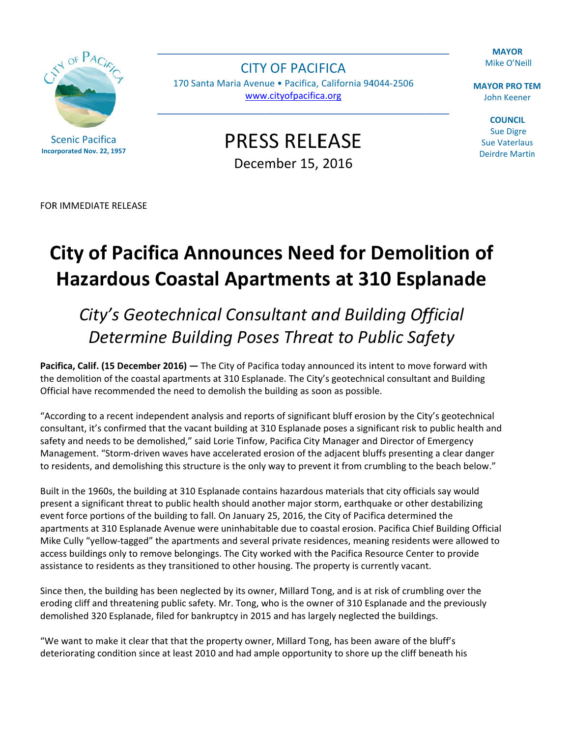Scenic Pacifica
**Incorporated Nov. 22, 1957**

CITY OF PACIFICA
170 Santa Maria Avenue • Pacifica, California 94044-2506
www.cityofpacifica.org

**MAYOR**
Mike O'Neill

**MAYOR PRO TEM**
John Keener

**COUNCIL**
Sue Digre
Sue Vaterlaus
Deirdre Martin

PRESS RELEASE
December 15, 2016

FOR IMMEDIATE RELEASE

# City of Pacifica Announces Need for Demolition of Hazardous Coastal Apartments at 310 Esplanade

## *City's Geotechnical Consultant and Building Official Determine Building Poses Threat to Public Safety*

**Pacifica, Calif. (15 December 2016) —** The City of Pacifica today announced its intent to move forward with the demolition of the coastal apartments at 310 Esplanade. The City's geotechnical consultant and Building Official have recommended the need to demolish the building as soon as possible.

"According to a recent independent analysis and reports of significant bluff erosion by the City's geotechnical consultant, it's confirmed that the vacant building at 310 Esplanade poses a significant risk to public health and safety and needs to be demolished," said Lorie Tinfow, Pacifica City Manager and Director of Emergency Management. "Storm-driven waves have accelerated erosion of the adjacent bluffs presenting a clear danger to residents, and demolishing this structure is the only way to prevent it from crumbling to the beach below."

Built in the 1960s, the building at 310 Esplanade contains hazardous materials that city officials say would present a significant threat to public health should another major storm, earthquake or other destabilizing event force portions of the building to fall. On January 25, 2016, the City of Pacifica determined the apartments at 310 Esplanade Avenue were uninhabitable due to coastal erosion. Pacifica Chief Building Official Mike Cully "yellow-tagged" the apartments and several private residences, meaning residents were allowed to access buildings only to remove belongings. The City worked with the Pacifica Resource Center to provide assistance to residents as they transitioned to other housing. The property is currently vacant.

Since then, the building has been neglected by its owner, Millard Tong, and is at risk of crumbling over the eroding cliff and threatening public safety. Mr. Tong, who is the owner of 310 Esplanade and the previously demolished 320 Esplanade, filed for bankruptcy in 2015 and has largely neglected the buildings.

"We want to make it clear that that the property owner, Millard Tong, has been aware of the bluff's deteriorating condition since at least 2010 and had ample opportunity to shore up the cliff beneath his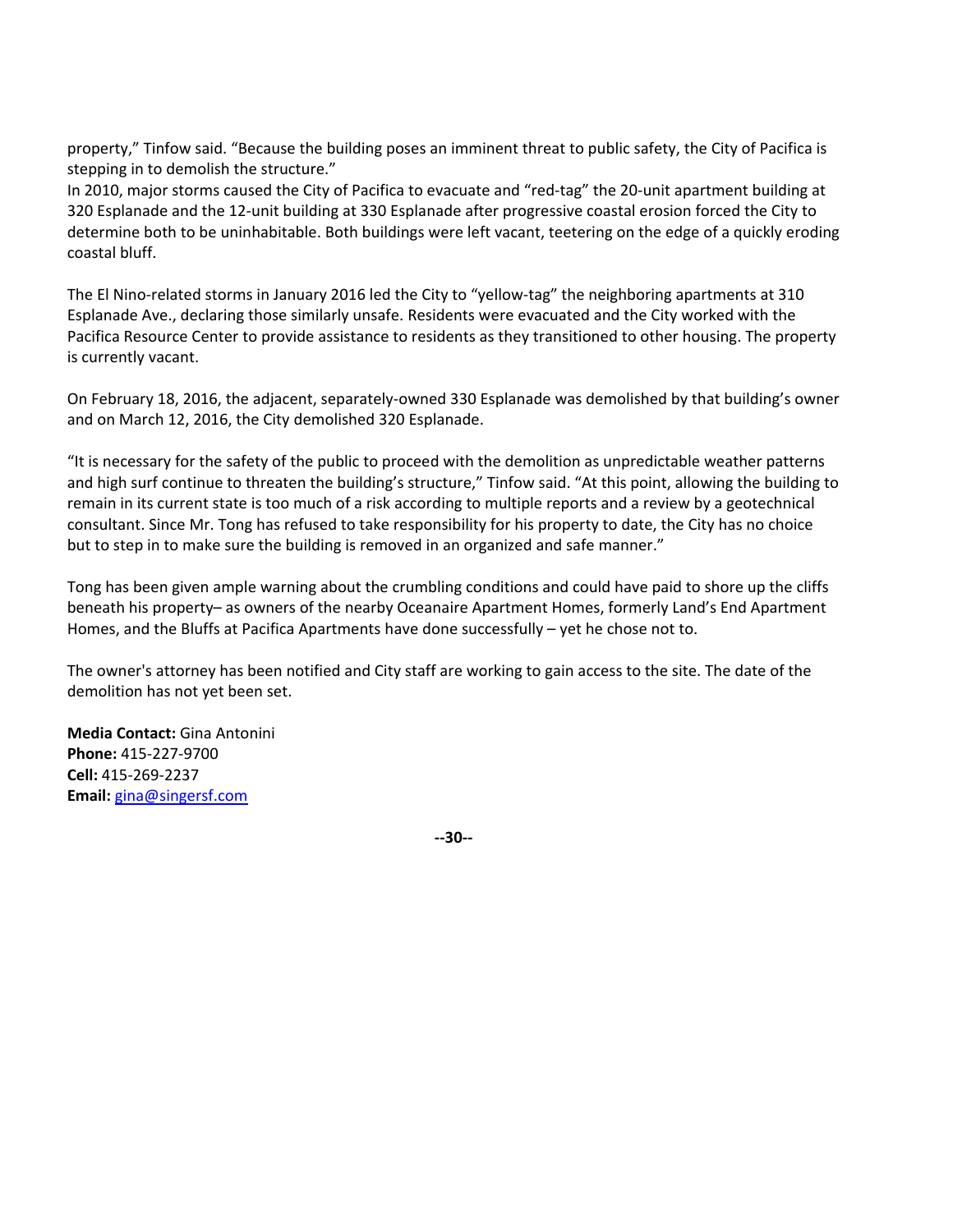property," Tinfow said. "Because the building poses an imminent threat to public safety, the City of Pacifica is stepping in to demolish the structure."
In 2010, major storms caused the City of Pacifica to evacuate and "red-tag" the 20-unit apartment building at 320 Esplanade and the 12-unit building at 330 Esplanade after progressive coastal erosion forced the City to determine both to be uninhabitable. Both buildings were left vacant, teetering on the edge of a quickly eroding coastal bluff.

The El Nino-related storms in January 2016 led the City to "yellow-tag" the neighboring apartments at 310 Esplanade Ave., declaring those similarly unsafe. Residents were evacuated and the City worked with the Pacifica Resource Center to provide assistance to residents as they transitioned to other housing. The property is currently vacant.

On February 18, 2016, the adjacent, separately-owned 330 Esplanade was demolished by that building's owner and on March 12, 2016, the City demolished 320 Esplanade.

"It is necessary for the safety of the public to proceed with the demolition as unpredictable weather patterns and high surf continue to threaten the building's structure," Tinfow said. "At this point, allowing the building to remain in its current state is too much of a risk according to multiple reports and a review by a geotechnical consultant. Since Mr. Tong has refused to take responsibility for his property to date, the City has no choice but to step in to make sure the building is removed in an organized and safe manner."

Tong has been given ample warning about the crumbling conditions and could have paid to shore up the cliffs beneath his property– as owners of the nearby Oceanaire Apartment Homes, formerly Land's End Apartment Homes, and the Bluffs at Pacifica Apartments have done successfully – yet he chose not to.

The owner's attorney has been notified and City staff are working to gain access to the site. The date of the demolition has not yet been set.

**Media Contact:** Gina Antonini
**Phone:** 415-227-9700
**Cell:** 415-269-2237
**Email:** gina@singersf.com

**--30--**